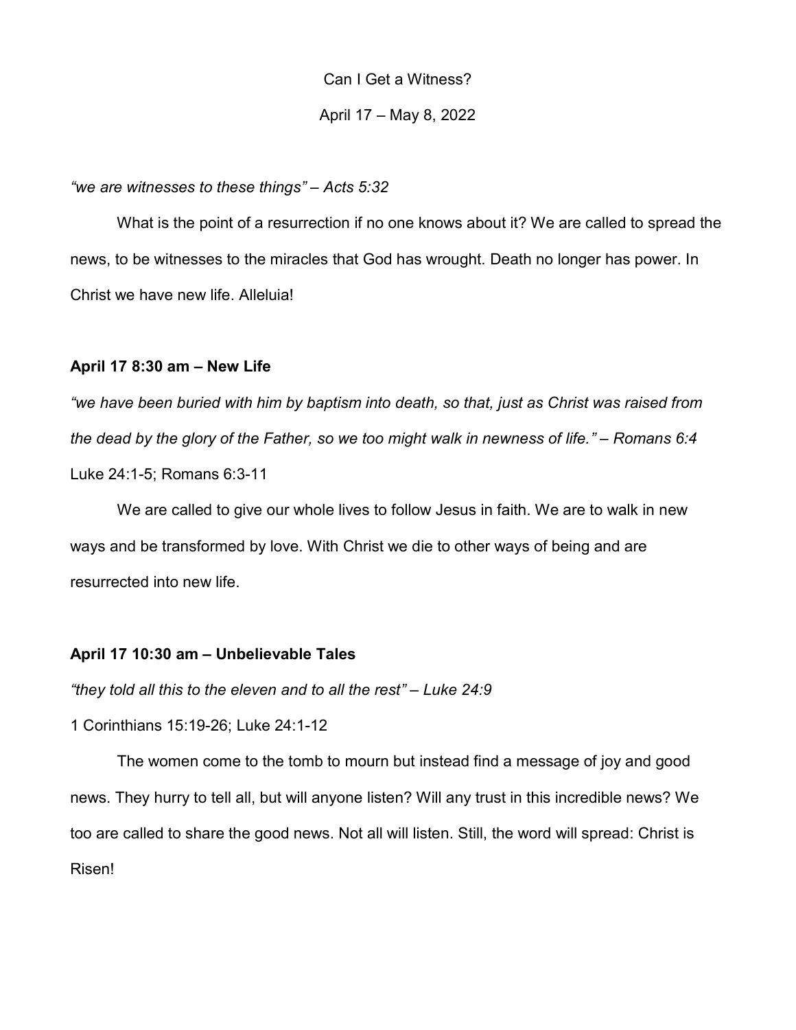# Can I Get a Witness?

April 17 – May 8, 2022

*"we are witnesses to these things" – Acts 5:32*

What is the point of a resurrection if no one knows about it? We are called to spread the news, to be witnesses to the miracles that God has wrought. Death no longer has power. In Christ we have new life. Alleluia!

**April 17 8:30 am – New Life**

*"we have been buried with him by baptism into death, so that, just as Christ was raised from the dead by the glory of the Father, so we too might walk in newness of life." – Romans 6:4*

Luke 24:1-5; Romans 6:3-11

We are called to give our whole lives to follow Jesus in faith. We are to walk in new ways and be transformed by love. With Christ we die to other ways of being and are resurrected into new life.

**April 17 10:30 am – Unbelievable Tales**

*"they told all this to the eleven and to all the rest" – Luke 24:9*

1 Corinthians 15:19-26; Luke 24:1-12

The women come to the tomb to mourn but instead find a message of joy and good news. They hurry to tell all, but will anyone listen? Will any trust in this incredible news? We too are called to share the good news. Not all will listen. Still, the word will spread: Christ is Risen!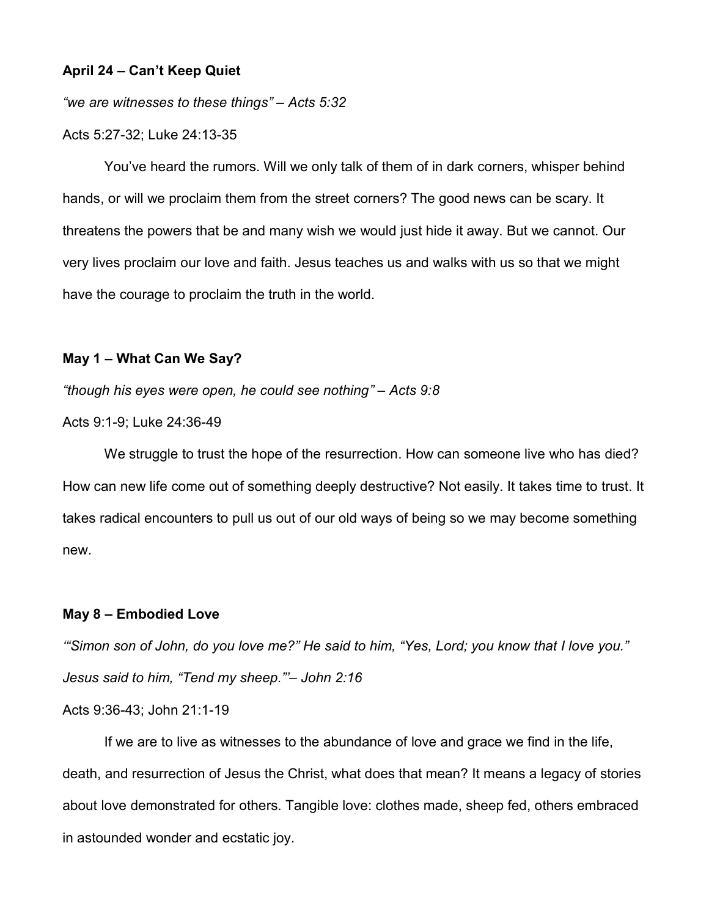**April 24 – Can't Keep Quiet**

*"we are witnesses to these things" – Acts 5:32*

Acts 5:27-32; Luke 24:13-35

You've heard the rumors. Will we only talk of them of in dark corners, whisper behind hands, or will we proclaim them from the street corners? The good news can be scary. It threatens the powers that be and many wish we would just hide it away. But we cannot. Our very lives proclaim our love and faith. Jesus teaches us and walks with us so that we might have the courage to proclaim the truth in the world.

**May 1 – What Can We Say?**

*"though his eyes were open, he could see nothing" – Acts 9:8*

Acts 9:1-9; Luke 24:36-49

We struggle to trust the hope of the resurrection. How can someone live who has died? How can new life come out of something deeply destructive? Not easily. It takes time to trust. It takes radical encounters to pull us out of our old ways of being so we may become something new.

**May 8 – Embodied Love**

*'"Simon son of John, do you love me?" He said to him, "Yes, Lord; you know that I love you." Jesus said to him, "Tend my sheep."'– John 2:16*

Acts 9:36-43; John 21:1-19

If we are to live as witnesses to the abundance of love and grace we find in the life, death, and resurrection of Jesus the Christ, what does that mean? It means a legacy of stories about love demonstrated for others. Tangible love: clothes made, sheep fed, others embraced in astounded wonder and ecstatic joy.